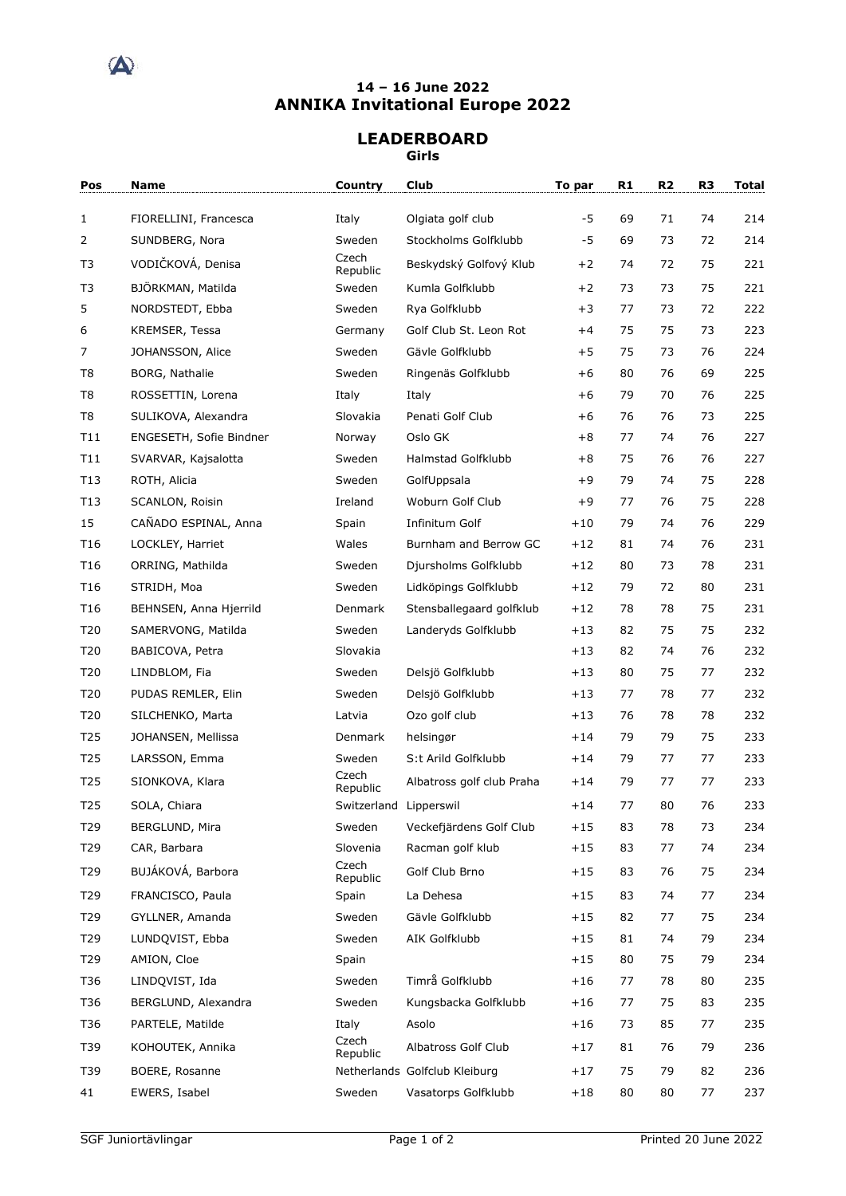**14 – 16 June 2022**

# ANNIKA Invitational Europe 2022

## LEADERBOARD

**Girls**

| Pos | Name | Country | Club | To par | R1 | R2 | R3 | Total |
|---|---|---|---|---|---|---|---|---|
| 1 | FIORELLINI, Francesca | Italy | Olgiata golf club | -5 | 69 | 71 | 74 | 214 |
| 2 | SUNDBERG, Nora | Sweden | Stockholms Golfklubb | -5 | 69 | 73 | 72 | 214 |
| T3 | VODIČKOVÁ, Denisa | Czech Republic | Beskydský Golfový Klub | +2 | 74 | 72 | 75 | 221 |
| T3 | BJÖRKMAN, Matilda | Sweden | Kumla Golfklubb | +2 | 73 | 73 | 75 | 221 |
| 5 | NORDSTEDT, Ebba | Sweden | Rya Golfklubb | +3 | 77 | 73 | 72 | 222 |
| 6 | KREMSER, Tessa | Germany | Golf Club St. Leon Rot | +4 | 75 | 75 | 73 | 223 |
| 7 | JOHANSSON, Alice | Sweden | Gävle Golfklubb | +5 | 75 | 73 | 76 | 224 |
| T8 | BORG, Nathalie | Sweden | Ringenäs Golfklubb | +6 | 80 | 76 | 69 | 225 |
| T8 | ROSSETTIN, Lorena | Italy | Italy | +6 | 79 | 70 | 76 | 225 |
| T8 | SULIKOVA, Alexandra | Slovakia | Penati Golf Club | +6 | 76 | 76 | 73 | 225 |
| T11 | ENGESETH, Sofie Bindner | Norway | Oslo GK | +8 | 77 | 74 | 76 | 227 |
| T11 | SVARVAR, Kajsalotta | Sweden | Halmstad Golfklubb | +8 | 75 | 76 | 76 | 227 |
| T13 | ROTH, Alicia | Sweden | GolfUppsala | +9 | 79 | 74 | 75 | 228 |
| T13 | SCANLON, Roisin | Ireland | Woburn Golf Club | +9 | 77 | 76 | 75 | 228 |
| 15 | CAÑADO ESPINAL, Anna | Spain | Infinitum Golf | +10 | 79 | 74 | 76 | 229 |
| T16 | LOCKLEY, Harriet | Wales | Burnham and Berrow GC | +12 | 81 | 74 | 76 | 231 |
| T16 | ORRING, Mathilda | Sweden | Djursholms Golfklubb | +12 | 80 | 73 | 78 | 231 |
| T16 | STRIDH, Moa | Sweden | Lidköpings Golfklubb | +12 | 79 | 72 | 80 | 231 |
| T16 | BEHNSEN, Anna Hjerrild | Denmark | Stensballegaard golfklub | +12 | 78 | 78 | 75 | 231 |
| T20 | SAMERVONG, Matilda | Sweden | Landeryds Golfklubb | +13 | 82 | 75 | 75 | 232 |
| T20 | BABICOVA, Petra | Slovakia | | +13 | 82 | 74 | 76 | 232 |
| T20 | LINDBLOM, Fia | Sweden | Delsjö Golfklubb | +13 | 80 | 75 | 77 | 232 |
| T20 | PUDAS REMLER, Elin | Sweden | Delsjö Golfklubb | +13 | 77 | 78 | 77 | 232 |
| T20 | SILCHENKO, Marta | Latvia | Ozo golf club | +13 | 76 | 78 | 78 | 232 |
| T25 | JOHANSEN, Mellissa | Denmark | helsingør | +14 | 79 | 79 | 75 | 233 |
| T25 | LARSSON, Emma | Sweden | S:t Arild Golfklubb | +14 | 79 | 77 | 77 | 233 |
| T25 | SIONKOVA, Klara | Czech Republic | Albatross golf club Praha | +14 | 79 | 77 | 77 | 233 |
| T25 | SOLA, Chiara | Switzerland | Lipperswil | +14 | 77 | 80 | 76 | 233 |
| T29 | BERGLUND, Mira | Sweden | Veckefjärdens Golf Club | +15 | 83 | 78 | 73 | 234 |
| T29 | CAR, Barbara | Slovenia | Racman golf klub | +15 | 83 | 77 | 74 | 234 |
| T29 | BUJÁKOVÁ, Barbora | Czech Republic | Golf Club Brno | +15 | 83 | 76 | 75 | 234 |
| T29 | FRANCISCO, Paula | Spain | La Dehesa | +15 | 83 | 74 | 77 | 234 |
| T29 | GYLLNER, Amanda | Sweden | Gävle Golfklubb | +15 | 82 | 77 | 75 | 234 |
| T29 | LUNDQVIST, Ebba | Sweden | AIK Golfklubb | +15 | 81 | 74 | 79 | 234 |
| T29 | AMION, Cloe | Spain | | +15 | 80 | 75 | 79 | 234 |
| T36 | LINDQVIST, Ida | Sweden | Timrå Golfklubb | +16 | 77 | 78 | 80 | 235 |
| T36 | BERGLUND, Alexandra | Sweden | Kungsbacka Golfklubb | +16 | 77 | 75 | 83 | 235 |
| T36 | PARTELE, Matilde | Italy | Asolo | +16 | 73 | 85 | 77 | 235 |
| T39 | KOHOUTEK, Annika | Czech Republic | Albatross Golf Club | +17 | 81 | 76 | 79 | 236 |
| T39 | BOERE, Rosanne | Netherlands | Golfclub Kleiburg | +17 | 75 | 79 | 82 | 236 |
| 41 | EWERS, Isabel | Sweden | Vasatorps Golfklubb | +18 | 80 | 80 | 77 | 237 |

SGF Juniortävlingar — Printed 20 June 2022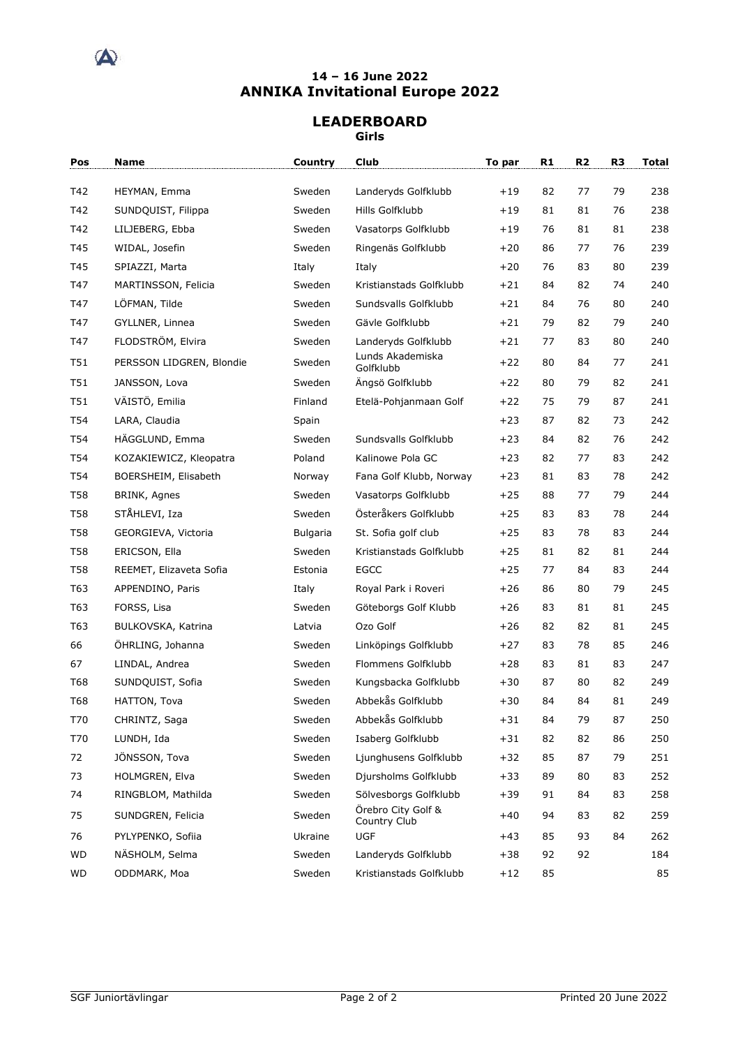**14 – 16 June 2022**
# ANNIKA Invitational Europe 2022

## LEADERBOARD
**Girls**

| Pos | Name | Country | Club | To par | R1 | R2 | R3 | Total |
|---|---|---|---|---|---|---|---|---|
| T42 | HEYMAN, Emma | Sweden | Landeryds Golfklubb | +19 | 82 | 77 | 79 | 238 |
| T42 | SUNDQUIST, Filippa | Sweden | Hills Golfklubb | +19 | 81 | 81 | 76 | 238 |
| T42 | LILJEBERG, Ebba | Sweden | Vasatorps Golfklubb | +19 | 76 | 81 | 81 | 238 |
| T45 | WIDAL, Josefin | Sweden | Ringenäs Golfklubb | +20 | 86 | 77 | 76 | 239 |
| T45 | SPIAZZI, Marta | Italy | Italy | +20 | 76 | 83 | 80 | 239 |
| T47 | MARTINSSON, Felicia | Sweden | Kristianstads Golfklubb | +21 | 84 | 82 | 74 | 240 |
| T47 | LÖFMAN, Tilde | Sweden | Sundsvalls Golfklubb | +21 | 84 | 76 | 80 | 240 |
| T47 | GYLLNER, Linnea | Sweden | Gävle Golfklubb | +21 | 79 | 82 | 79 | 240 |
| T47 | FLODSTRÖM, Elvira | Sweden | Landeryds Golfklubb | +21 | 77 | 83 | 80 | 240 |
| T51 | PERSSON LIDGREN, Blondie | Sweden | Lunds Akademiska Golfklubb | +22 | 80 | 84 | 77 | 241 |
| T51 | JANSSON, Lova | Sweden | Ängsö Golfklubb | +22 | 80 | 79 | 82 | 241 |
| T51 | VÄISTÖ, Emilia | Finland | Etelä-Pohjanmaan Golf | +22 | 75 | 79 | 87 | 241 |
| T54 | LARA, Claudia | Spain | | +23 | 87 | 82 | 73 | 242 |
| T54 | HÄGGLUND, Emma | Sweden | Sundsvalls Golfklubb | +23 | 84 | 82 | 76 | 242 |
| T54 | KOZAKIEWICZ, Kleopatra | Poland | Kalinowe Pola GC | +23 | 82 | 77 | 83 | 242 |
| T54 | BOERSHEIM, Elisabeth | Norway | Fana Golf Klubb, Norway | +23 | 81 | 83 | 78 | 242 |
| T58 | BRINK, Agnes | Sweden | Vasatorps Golfklubb | +25 | 88 | 77 | 79 | 244 |
| T58 | STÅHLEVI, Iza | Sweden | Österåkers Golfklubb | +25 | 83 | 83 | 78 | 244 |
| T58 | GEORGIEVA, Victoria | Bulgaria | St. Sofia golf club | +25 | 83 | 78 | 83 | 244 |
| T58 | ERICSON, Ella | Sweden | Kristianstads Golfklubb | +25 | 81 | 82 | 81 | 244 |
| T58 | REEMET, Elizaveta Sofia | Estonia | EGCC | +25 | 77 | 84 | 83 | 244 |
| T63 | APPENDINO, Paris | Italy | Royal Park i Roveri | +26 | 86 | 80 | 79 | 245 |
| T63 | FORSS, Lisa | Sweden | Göteborgs Golf Klubb | +26 | 83 | 81 | 81 | 245 |
| T63 | BULKOVSKA, Katrina | Latvia | Ozo Golf | +26 | 82 | 82 | 81 | 245 |
| 66 | ÖHRLING, Johanna | Sweden | Linköpings Golfklubb | +27 | 83 | 78 | 85 | 246 |
| 67 | LINDAL, Andrea | Sweden | Flommens Golfklubb | +28 | 83 | 81 | 83 | 247 |
| T68 | SUNDQUIST, Sofia | Sweden | Kungsbacka Golfklubb | +30 | 87 | 80 | 82 | 249 |
| T68 | HATTON, Tova | Sweden | Abbekås Golfklubb | +30 | 84 | 84 | 81 | 249 |
| T70 | CHRINTZ, Saga | Sweden | Abbekås Golfklubb | +31 | 84 | 79 | 87 | 250 |
| T70 | LUNDH, Ida | Sweden | Isaberg Golfklubb | +31 | 82 | 82 | 86 | 250 |
| 72 | JÖNSSON, Tova | Sweden | Ljunghusens Golfklubb | +32 | 85 | 87 | 79 | 251 |
| 73 | HOLMGREN, Elva | Sweden | Djursholms Golfklubb | +33 | 89 | 80 | 83 | 252 |
| 74 | RINGBLOM, Mathilda | Sweden | Sölvesborgs Golfklubb | +39 | 91 | 84 | 83 | 258 |
| 75 | SUNDGREN, Felicia | Sweden | Örebro City Golf & Country Club | +40 | 94 | 83 | 82 | 259 |
| 76 | PYLYPENKO, Sofiia | Ukraine | UGF | +43 | 85 | 93 | 84 | 262 |
| WD | NÄSHOLM, Selma | Sweden | Landeryds Golfklubb | +38 | 92 | 92 | | 184 |
| WD | ODDMARK, Moa | Sweden | Kristianstads Golfklubb | +12 | 85 | | | 85 |

SGF Juniortävlingar — Printed 20 June 2022